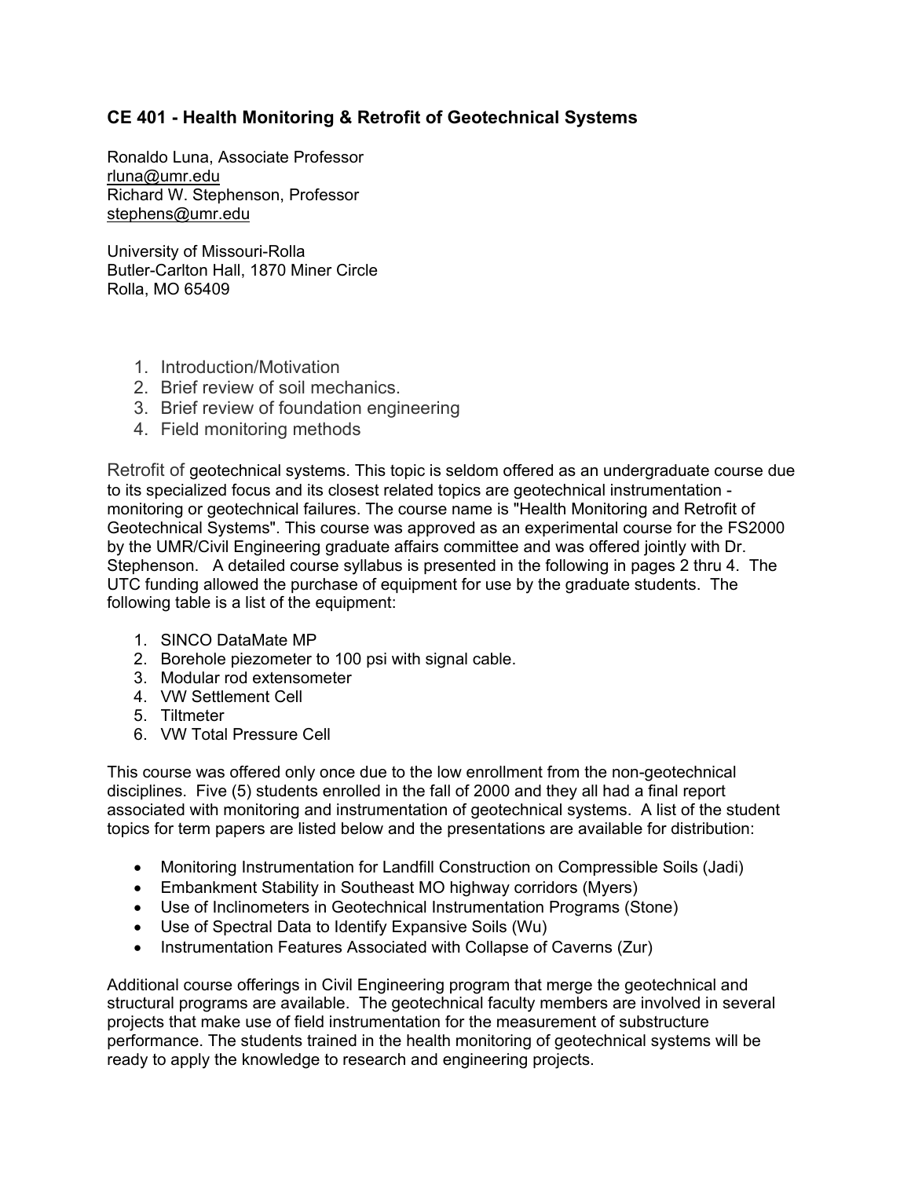## CE 401 - Health Monitoring & Retrofit of Geotechnical Systems

Ronaldo Luna, Associate Professor
rluna@umr.edu
Richard W. Stephenson, Professor
stephens@umr.edu

University of Missouri-Rolla
Butler-Carlton Hall, 1870 Miner Circle
Rolla, MO 65409

1. Introduction/Motivation
2. Brief review of soil mechanics.
3. Brief review of foundation engineering
4. Field monitoring methods

Retrofit of geotechnical systems. This topic is seldom offered as an undergraduate course due to its specialized focus and its closest related topics are geotechnical instrumentation - monitoring or geotechnical failures. The course name is "Health Monitoring and Retrofit of Geotechnical Systems". This course was approved as an experimental course for the FS2000 by the UMR/Civil Engineering graduate affairs committee and was offered jointly with Dr. Stephenson. A detailed course syllabus is presented in the following in pages 2 thru 4. The UTC funding allowed the purchase of equipment for use by the graduate students. The following table is a list of the equipment:

1. SINCO DataMate MP
2. Borehole piezometer to 100 psi with signal cable.
3. Modular rod extensometer
4. VW Settlement Cell
5. Tiltmeter
6. VW Total Pressure Cell

This course was offered only once due to the low enrollment from the non-geotechnical disciplines. Five (5) students enrolled in the fall of 2000 and they all had a final report associated with monitoring and instrumentation of geotechnical systems. A list of the student topics for term papers are listed below and the presentations are available for distribution:

- Monitoring Instrumentation for Landfill Construction on Compressible Soils (Jadi)
- Embankment Stability in Southeast MO highway corridors (Myers)
- Use of Inclinometers in Geotechnical Instrumentation Programs (Stone)
- Use of Spectral Data to Identify Expansive Soils (Wu)
- Instrumentation Features Associated with Collapse of Caverns (Zur)

Additional course offerings in Civil Engineering program that merge the geotechnical and structural programs are available. The geotechnical faculty members are involved in several projects that make use of field instrumentation for the measurement of substructure performance. The students trained in the health monitoring of geotechnical systems will be ready to apply the knowledge to research and engineering projects.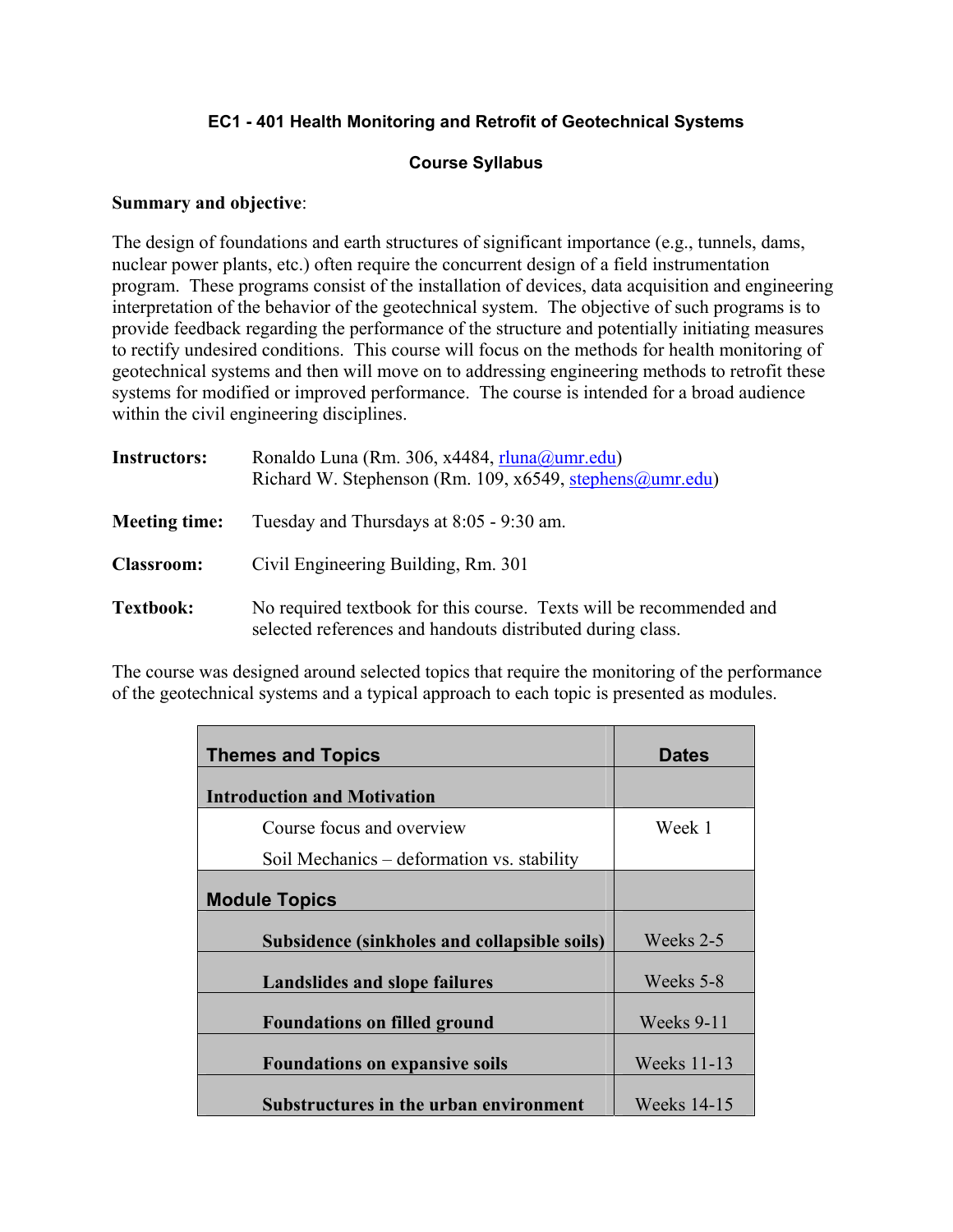**EC1 - 401 Health Monitoring and Retrofit of Geotechnical Systems**

**Course Syllabus**

**Summary and objective**:

The design of foundations and earth structures of significant importance (e.g., tunnels, dams, nuclear power plants, etc.) often require the concurrent design of a field instrumentation program. These programs consist of the installation of devices, data acquisition and engineering interpretation of the behavior of the geotechnical system. The objective of such programs is to provide feedback regarding the performance of the structure and potentially initiating measures to rectify undesired conditions. This course will focus on the methods for health monitoring of geotechnical systems and then will move on to addressing engineering methods to retrofit these systems for modified or improved performance. The course is intended for a broad audience within the civil engineering disciplines.

**Instructors:** Ronaldo Luna (Rm. 306, x4484, rluna@umr.edu)
Richard W. Stephenson (Rm. 109, x6549, stephens@umr.edu)

**Meeting time:** Tuesday and Thursdays at 8:05 - 9:30 am.

**Classroom:** Civil Engineering Building, Rm. 301

**Textbook:** No required textbook for this course. Texts will be recommended and selected references and handouts distributed during class.

The course was designed around selected topics that require the monitoring of the performance of the geotechnical systems and a typical approach to each topic is presented as modules.

| Themes and Topics | Dates |
|---|---|
| **Introduction and Motivation** | |
| Course focus and overview<br>Soil Mechanics – deformation vs. stability | Week 1 |
| **Module Topics** | |
| **Subsidence (sinkholes and collapsible soils)** | Weeks 2-5 |
| **Landslides and slope failures** | Weeks 5-8 |
| **Foundations on filled ground** | Weeks 9-11 |
| **Foundations on expansive soils** | Weeks 11-13 |
| **Substructures in the urban environment** | Weeks 14-15 |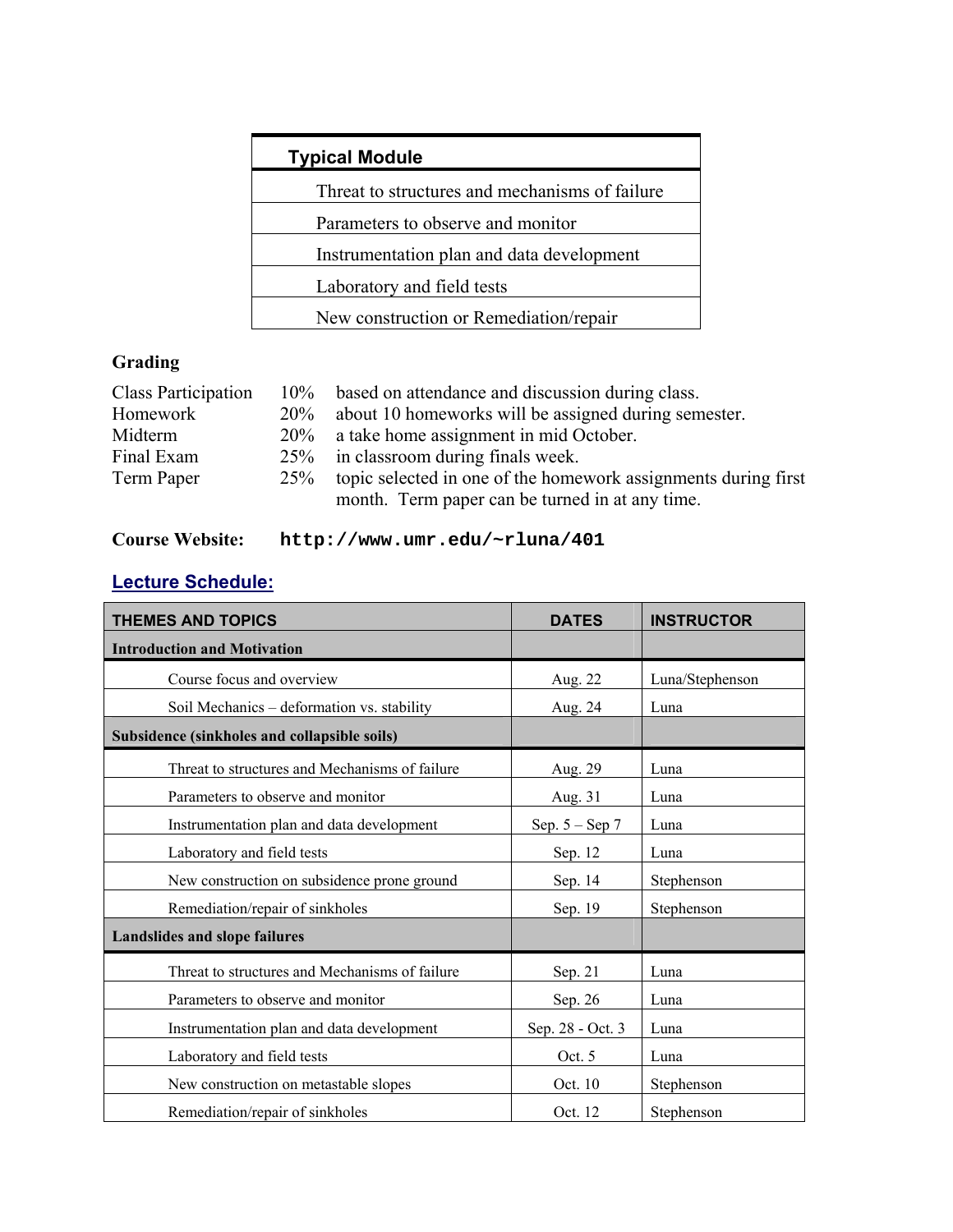| Typical Module |
|---|
| Threat to structures and mechanisms of failure |
| Parameters to observe and monitor |
| Instrumentation plan and data development |
| Laboratory and field tests |
| New construction or Remediation/repair |

## Grading

| | | |
|---|---|---|
| Class Participation | 10% | based on attendance and discussion during class. |
| Homework | 20% | about 10 homeworks will be assigned during semester. |
| Midterm | 20% | a take home assignment in mid October. |
| Final Exam | 25% | in classroom during finals week. |
| Term Paper | 25% | topic selected in one of the homework assignments during first month. Term paper can be turned in at any time. |

**Course Website:** `http://www.umr.edu/~rluna/401`

## Lecture Schedule:

| THEMES AND TOPICS | DATES | INSTRUCTOR |
|---|---|---|
| **Introduction and Motivation** | | |
| Course focus and overview | Aug. 22 | Luna/Stephenson |
| Soil Mechanics – deformation vs. stability | Aug. 24 | Luna |
| **Subsidence (sinkholes and collapsible soils)** | | |
| Threat to structures and Mechanisms of failure | Aug. 29 | Luna |
| Parameters to observe and monitor | Aug. 31 | Luna |
| Instrumentation plan and data development | Sep. 5 – Sep 7 | Luna |
| Laboratory and field tests | Sep. 12 | Luna |
| New construction on subsidence prone ground | Sep. 14 | Stephenson |
| Remediation/repair of sinkholes | Sep. 19 | Stephenson |
| **Landslides and slope failures** | | |
| Threat to structures and Mechanisms of failure | Sep. 21 | Luna |
| Parameters to observe and monitor | Sep. 26 | Luna |
| Instrumentation plan and data development | Sep. 28 - Oct. 3 | Luna |
| Laboratory and field tests | Oct. 5 | Luna |
| New construction on metastable slopes | Oct. 10 | Stephenson |
| Remediation/repair of sinkholes | Oct. 12 | Stephenson |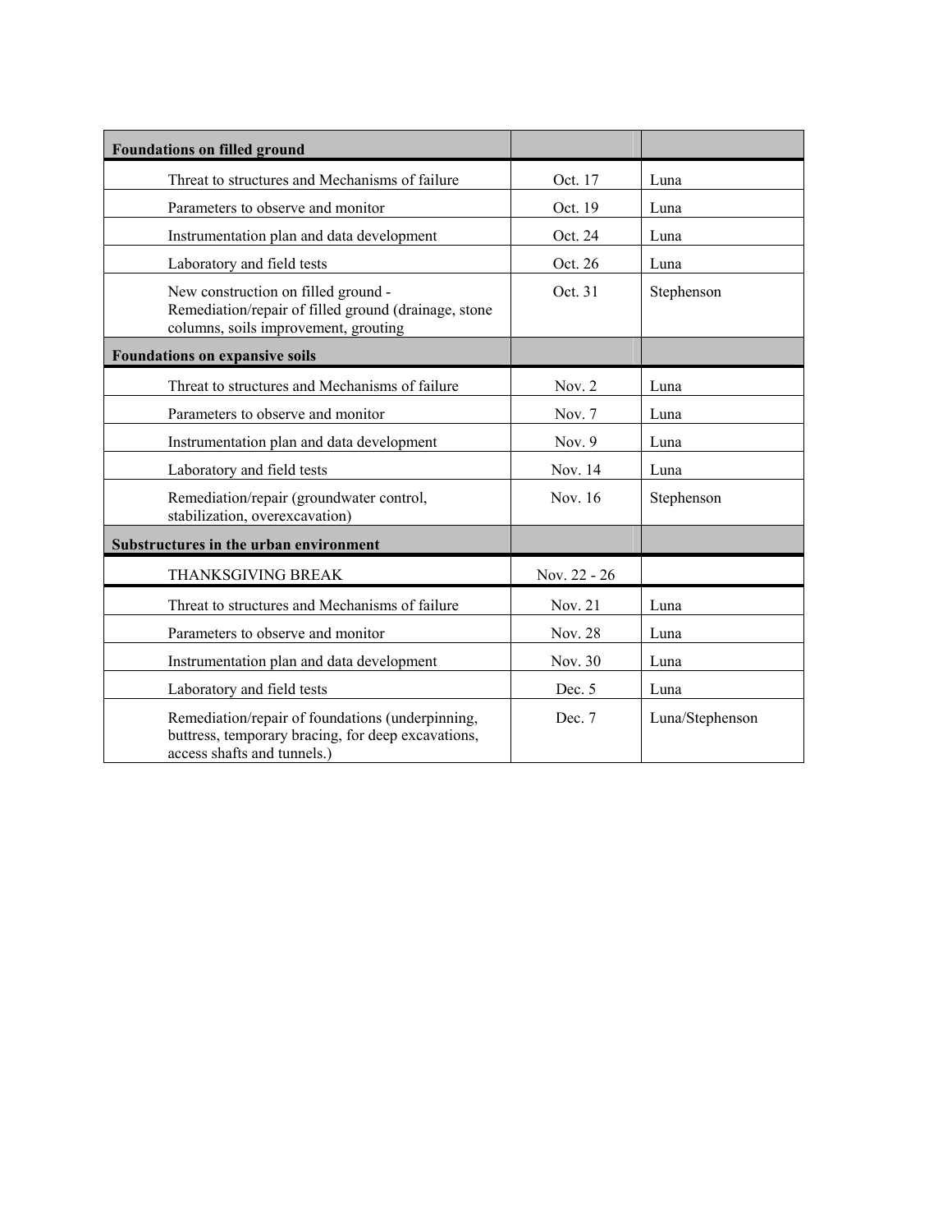| | | |
|---|---|---|
| **Foundations on filled ground** | | |
| Threat to structures and Mechanisms of failure | Oct. 17 | Luna |
| Parameters to observe and monitor | Oct. 19 | Luna |
| Instrumentation plan and data development | Oct. 24 | Luna |
| Laboratory and field tests | Oct. 26 | Luna |
| New construction on filled ground - Remediation/repair of filled ground (drainage, stone columns, soils improvement, grouting | Oct. 31 | Stephenson |
| **Foundations on expansive soils** | | |
| Threat to structures and Mechanisms of failure | Nov. 2 | Luna |
| Parameters to observe and monitor | Nov. 7 | Luna |
| Instrumentation plan and data development | Nov. 9 | Luna |
| Laboratory and field tests | Nov. 14 | Luna |
| Remediation/repair (groundwater control, stabilization, overexcavation) | Nov. 16 | Stephenson |
| **Substructures in the urban environment** | | |
| THANKSGIVING BREAK | Nov. 22 - 26 | |
| Threat to structures and Mechanisms of failure | Nov. 21 | Luna |
| Parameters to observe and monitor | Nov. 28 | Luna |
| Instrumentation plan and data development | Nov. 30 | Luna |
| Laboratory and field tests | Dec. 5 | Luna |
| Remediation/repair of foundations (underpinning, buttress, temporary bracing, for deep excavations, access shafts and tunnels.) | Dec. 7 | Luna/Stephenson |